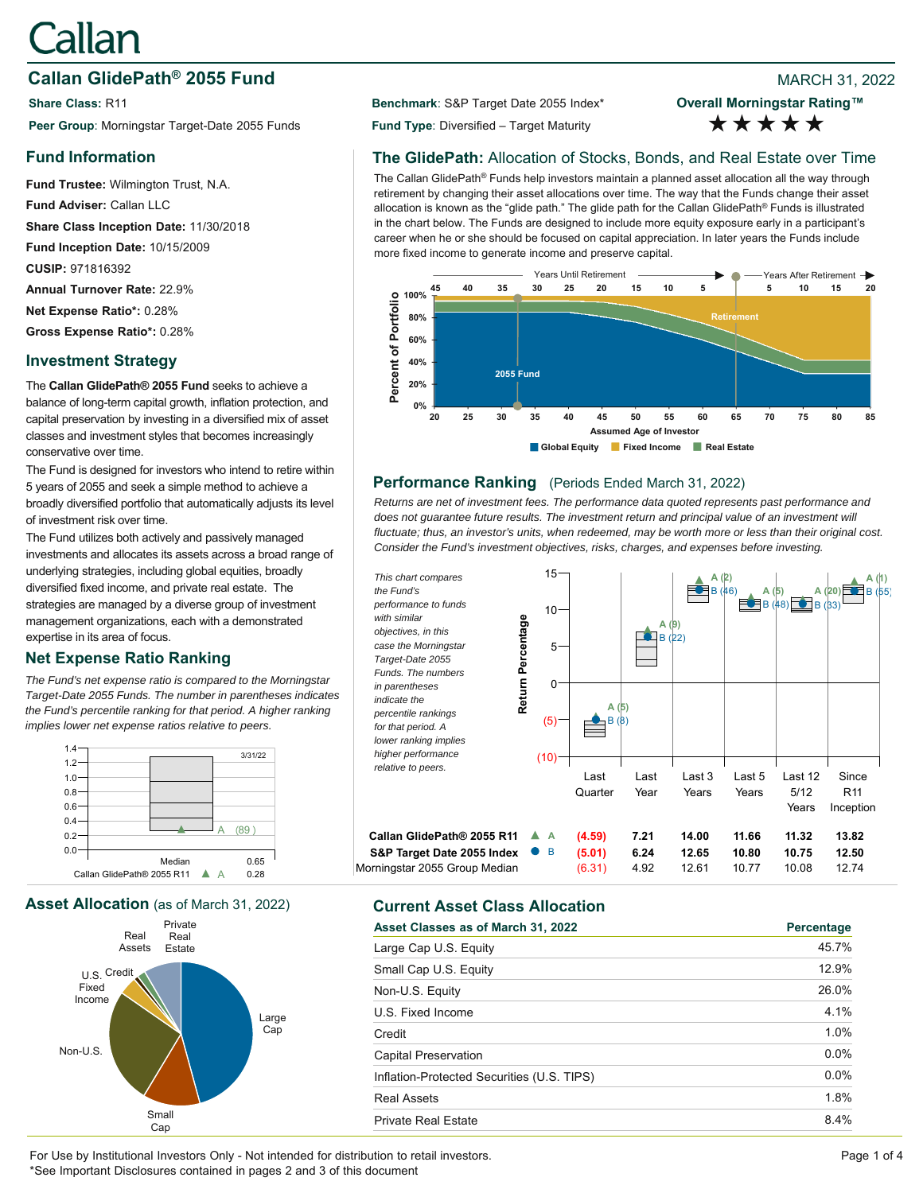# Callan

## Callan GlidePath® 2055 Fund

MARCH 31, 2022

**Share Class:** R11

**Peer Group:** Morningstar Target-Date 2055 Funds

**Benchmark:** S&P Target Date 2055 Index*

**Fund Type:** Diversified – Target Maturity

**Overall Morningstar Rating™** ★★★★★

### Fund Information

**Fund Trustee:** Wilmington Trust, N.A.

**Fund Adviser:** Callan LLC

**Share Class Inception Date:** 11/30/2018

**Fund Inception Date:** 10/15/2009

**CUSIP:** 971816392

**Annual Turnover Rate:** 22.9%

**Net Expense Ratio*:** 0.28%

**Gross Expense Ratio*:** 0.28%

### Investment Strategy

The **Callan GlidePath® 2055 Fund** seeks to achieve a balance of long-term capital growth, inflation protection, and capital preservation by investing in a diversified mix of asset classes and investment styles that becomes increasingly conservative over time.

The Fund is designed for investors who intend to retire within 5 years of 2055 and seek a simple method to achieve a broadly diversified portfolio that automatically adjusts its level of investment risk over time.

The Fund utilizes both actively and passively managed investments and allocates its assets across a broad range of underlying strategies, including global equities, broadly diversified fixed income, and private real estate. The strategies are managed by a diverse group of investment management organizations, each with a demonstrated expertise in its area of focus.

### Net Expense Ratio Ranking

*The Fund's net expense ratio is compared to the Morningstar Target-Date 2055 Funds. The number in parentheses indicates the Fund's percentile ranking for that period. A higher ranking implies lower net expense ratios relative to peers.*

| | 3/31/22 |
|---|---|
| Median | 0.65 |
| Callan GlidePath® 2055 R11 ▲ A | 0.28 (89) |

### The GlidePath: Allocation of Stocks, Bonds, and Real Estate over Time

The Callan GlidePath® Funds help investors maintain a planned asset allocation all the way through retirement by changing their asset allocations over time. The way that the Funds change their asset allocation is known as the "glide path." The glide path for the Callan GlidePath® Funds is illustrated in the chart below. The Funds are designed to include more equity exposure early in a participant's career when he or she should be focused on capital appreciation. In later years the Funds include more fixed income to generate income and preserve capital.

Chart: Percent of Portfolio by Assumed Age of Investor (20–85); Years Until Retirement / Years After Retirement; markers: 2055 Fund, Retirement. Legend: Global Equity, Fixed Income, Real Estate.

### Performance Ranking (Periods Ended March 31, 2022)

*Returns are net of investment fees. The performance data quoted represents past performance and does not guarantee future results. The investment return and principal value of an investment will fluctuate; thus, an investor's units, when redeemed, may be worth more or less than their original cost. Consider the Fund's investment objectives, risks, charges, and expenses before investing.*

*This chart compares the Fund's performance to funds with similar objectives, in this case the Morningstar Target-Date 2055 Funds. The numbers in parentheses indicate the percentile rankings for that period. A lower ranking implies higher performance relative to peers.*

| | | Last Quarter | Last Year | Last 3 Years | Last 5 Years | Last 12 5/12 Years | Since R11 Inception |
|---|---|---|---|---|---|---|---|
| Percentile ranking | A | (5) | (9) | (2) | (5) | (20) | (1) |
| Percentile ranking | B | (8) | (22) | (46) | (48) | (33) | (55) |
| **Callan GlidePath® 2055 R11** | ▲ A | **(4.59)** | **7.21** | **14.00** | **11.66** | **11.32** | **13.82** |
| **S&P Target Date 2055 Index** | ● B | **(5.01)** | **6.24** | **12.65** | **10.80** | **10.75** | **12.50** |
| Morningstar 2055 Group Median | | (6.31) | 4.92 | 12.61 | 10.77 | 10.08 | 12.74 |

### Asset Allocation (as of March 31, 2022)

Pie chart segments: Large Cap, Small Cap, Non-U.S., U.S. Fixed Income, Credit, Real Assets, Private Real Estate

### Current Asset Class Allocation

| Asset Classes as of March 31, 2022 | Percentage |
|---|---|
| Large Cap U.S. Equity | 45.7% |
| Small Cap U.S. Equity | 12.9% |
| Non-U.S. Equity | 26.0% |
| U.S. Fixed Income | 4.1% |
| Credit | 1.0% |
| Capital Preservation | 0.0% |
| Inflation-Protected Securities (U.S. TIPS) | 0.0% |
| Real Assets | 1.8% |
| Private Real Estate | 8.4% |

For Use by Institutional Investors Only - Not intended for distribution to retail investors.
*See Important Disclosures contained in pages 2 and 3 of this document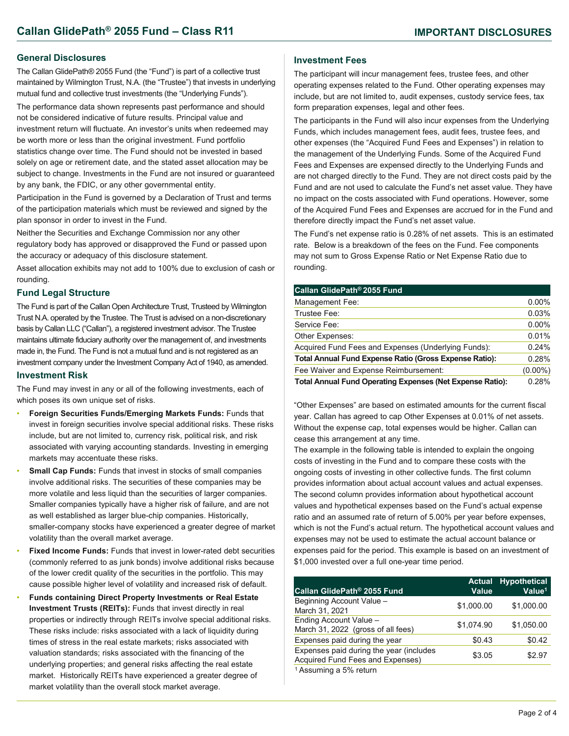## General Disclosures

The Callan GlidePath® 2055 Fund (the "Fund") is part of a collective trust maintained by Wilmington Trust, N.A. (the "Trustee") that invests in underlying mutual fund and collective trust investments (the "Underlying Funds").

The performance data shown represents past performance and should not be considered indicative of future results. Principal value and investment return will fluctuate. An investor's units when redeemed may be worth more or less than the original investment. Fund portfolio statistics change over time. The Fund should not be invested in based solely on age or retirement date, and the stated asset allocation may be subject to change. Investments in the Fund are not insured or guaranteed by any bank, the FDIC, or any other governmental entity.

Participation in the Fund is governed by a Declaration of Trust and terms of the participation materials which must be reviewed and signed by the plan sponsor in order to invest in the Fund.

Neither the Securities and Exchange Commission nor any other regulatory body has approved or disapproved the Fund or passed upon the accuracy or adequacy of this disclosure statement.

Asset allocation exhibits may not add to 100% due to exclusion of cash or rounding.

## Fund Legal Structure

The Fund is part of the Callan Open Architecture Trust, Trusteed by Wilmington Trust N.A. operated by the Trustee. The Trust is advised on a non-discretionary basis by Callan LLC ("Callan"), a registered investment advisor. The Trustee maintains ultimate fiduciary authority over the management of, and investments made in, the Fund. The Fund is not a mutual fund and is not registered as an investment company under the Investment Company Act of 1940, as amended.

## Investment Risk

The Fund may invest in any or all of the following investments, each of which poses its own unique set of risks.

- **Foreign Securities Funds/Emerging Markets Funds:** Funds that invest in foreign securities involve special additional risks. These risks include, but are not limited to, currency risk, political risk, and risk associated with varying accounting standards. Investing in emerging markets may accentuate these risks.
- **Small Cap Funds:** Funds that invest in stocks of small companies involve additional risks. The securities of these companies may be more volatile and less liquid than the securities of larger companies. Smaller companies typically have a higher risk of failure, and are not as well established as larger blue-chip companies. Historically, smaller-company stocks have experienced a greater degree of market volatility than the overall market average.
- **Fixed Income Funds:** Funds that invest in lower-rated debt securities (commonly referred to as junk bonds) involve additional risks because of the lower credit quality of the securities in the portfolio. This may cause possible higher level of volatility and increased risk of default.
- **Funds containing Direct Property Investments or Real Estate Investment Trusts (REITs):** Funds that invest directly in real properties or indirectly through REITs involve special additional risks. These risks include: risks associated with a lack of liquidity during times of stress in the real estate markets; risks associated with valuation standards; risks associated with the financing of the underlying properties; and general risks affecting the real estate market. Historically REITs have experienced a greater degree of market volatility than the overall stock market average.

## Investment Fees

The participant will incur management fees, trustee fees, and other operating expenses related to the Fund. Other operating expenses may include, but are not limited to, audit expenses, custody service fees, tax form preparation expenses, legal and other fees.

The participants in the Fund will also incur expenses from the Underlying Funds, which includes management fees, audit fees, trustee fees, and other expenses (the "Acquired Fund Fees and Expenses") in relation to the management of the Underlying Funds. Some of the Acquired Fund Fees and Expenses are expensed directly to the Underlying Funds and are not charged directly to the Fund. They are not direct costs paid by the Fund and are not used to calculate the Fund's net asset value. They have no impact on the costs associated with Fund operations. However, some of the Acquired Fund Fees and Expenses are accrued for in the Fund and therefore directly impact the Fund's net asset value.

The Fund's net expense ratio is 0.28% of net assets. This is an estimated rate. Below is a breakdown of the fees on the Fund. Fee components may not sum to Gross Expense Ratio or Net Expense Ratio due to rounding.

| Callan GlidePath® 2055 Fund | |
|---|---|
| Management Fee: | 0.00% |
| Trustee Fee: | 0.03% |
| Service Fee: | 0.00% |
| Other Expenses: | 0.01% |
| Acquired Fund Fees and Expenses (Underlying Funds): | 0.24% |
| **Total Annual Fund Expense Ratio (Gross Expense Ratio):** | 0.28% |
| Fee Waiver and Expense Reimbursement: | (0.00%) |
| **Total Annual Fund Operating Expenses (Net Expense Ratio):** | 0.28% |

"Other Expenses" are based on estimated amounts for the current fiscal year. Callan has agreed to cap Other Expenses at 0.01% of net assets. Without the expense cap, total expenses would be higher. Callan can cease this arrangement at any time.

The example in the following table is intended to explain the ongoing costs of investing in the Fund and to compare these costs with the ongoing costs of investing in other collective funds. The first column provides information about actual account values and actual expenses. The second column provides information about hypothetical account values and hypothetical expenses based on the Fund's actual expense ratio and an assumed rate of return of 5.00% per year before expenses, which is not the Fund's actual return. The hypothetical account values and expenses may not be used to estimate the actual account balance or expenses paid for the period. This example is based on an investment of $1,000 invested over a full one-year time period.

| Callan GlidePath® 2055 Fund | Actual Value | Hypothetical Value[1] |
|---|---|---|
| Beginning Account Value – March 31, 2021 | $1,000.00 | $1,000.00 |
| Ending Account Value – March 31, 2022 (gross of all fees) | $1,074.90 | $1,050.00 |
| Expenses paid during the year | $0.43 | $0.42 |
| Expenses paid during the year (includes Acquired Fund Fees and Expenses) | $3.05 | $2.97 |

[1] Assuming a 5% return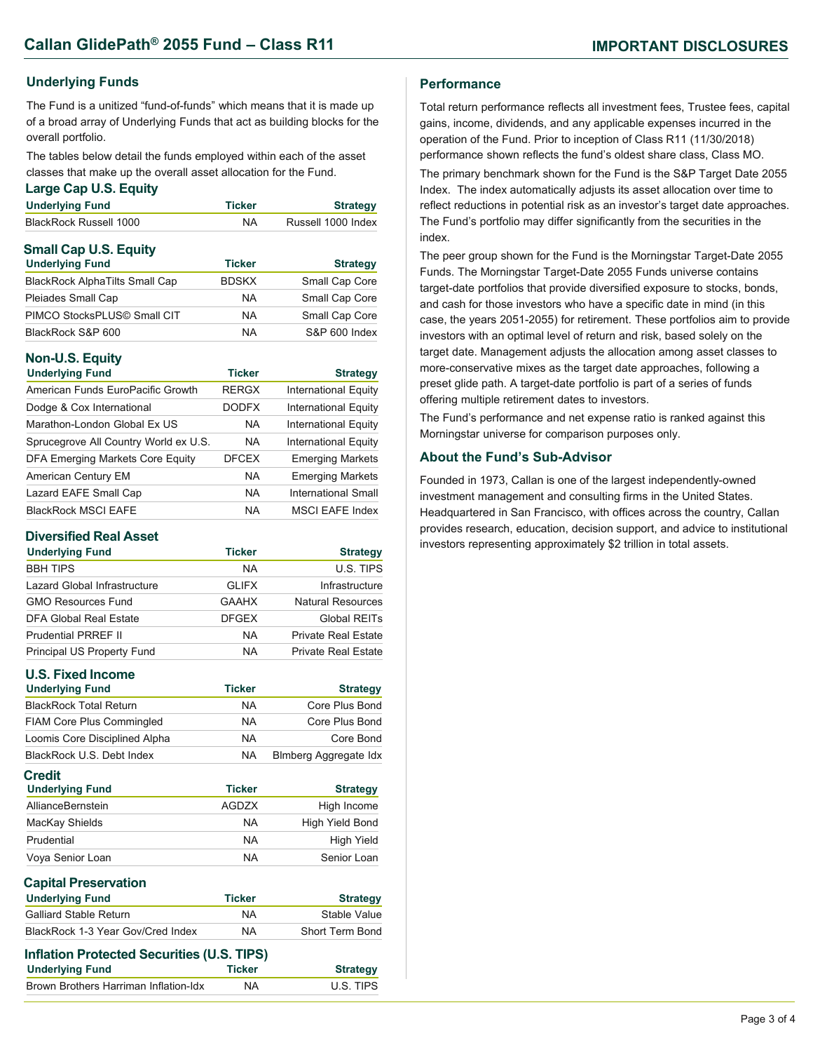# Callan GlidePath® 2055 Fund – Class R11

## IMPORTANT DISCLOSURES

## Underlying Funds

The Fund is a unitized "fund-of-funds" which means that it is made up of a broad array of Underlying Funds that act as building blocks for the overall portfolio.

The tables below detail the funds employed within each of the asset classes that make up the overall asset allocation for the Fund.

### Large Cap U.S. Equity

| Underlying Fund | Ticker | Strategy |
|---|---|---|
| BlackRock Russell 1000 | NA | Russell 1000 Index |

### Small Cap U.S. Equity

| Underlying Fund | Ticker | Strategy |
|---|---|---|
| BlackRock AlphaTilts Small Cap | BDSKX | Small Cap Core |
| Pleiades Small Cap | NA | Small Cap Core |
| PIMCO StocksPLUS© Small CIT | NA | Small Cap Core |
| BlackRock S&P 600 | NA | S&P 600 Index |

### Non-U.S. Equity

| Underlying Fund | Ticker | Strategy |
|---|---|---|
| American Funds EuroPacific Growth | RERGX | International Equity |
| Dodge & Cox International | DODFX | International Equity |
| Marathon-London Global Ex US | NA | International Equity |
| Sprucegrove All Country World ex U.S. | NA | International Equity |
| DFA Emerging Markets Core Equity | DFCEX | Emerging Markets |
| American Century EM | NA | Emerging Markets |
| Lazard EAFE Small Cap | NA | International Small |
| BlackRock MSCI EAFE | NA | MSCI EAFE Index |

### Diversified Real Asset

| Underlying Fund | Ticker | Strategy |
|---|---|---|
| BBH TIPS | NA | U.S. TIPS |
| Lazard Global Infrastructure | GLIFX | Infrastructure |
| GMO Resources Fund | GAAHX | Natural Resources |
| DFA Global Real Estate | DFGEX | Global REITs |
| Prudential PRREF II | NA | Private Real Estate |
| Principal US Property Fund | NA | Private Real Estate |

### U.S. Fixed Income

| Underlying Fund | Ticker | Strategy |
|---|---|---|
| BlackRock Total Return | NA | Core Plus Bond |
| FIAM Core Plus Commingled | NA | Core Plus Bond |
| Loomis Core Disciplined Alpha | NA | Core Bond |
| BlackRock U.S. Debt Index | NA | Blmberg Aggregate Idx |

### Credit

| Underlying Fund | Ticker | Strategy |
|---|---|---|
| AllianceBernstein | AGDZX | High Income |
| MacKay Shields | NA | High Yield Bond |
| Prudential | NA | High Yield |
| Voya Senior Loan | NA | Senior Loan |

### Capital Preservation

| Underlying Fund | Ticker | Strategy |
|---|---|---|
| Galliard Stable Return | NA | Stable Value |
| BlackRock 1-3 Year Gov/Cred Index | NA | Short Term Bond |

### Inflation Protected Securities (U.S. TIPS)

| Underlying Fund | Ticker | Strategy |
|---|---|---|
| Brown Brothers Harriman Inflation-Idx | NA | U.S. TIPS |

## Performance

Total return performance reflects all investment fees, Trustee fees, capital gains, income, dividends, and any applicable expenses incurred in the operation of the Fund. Prior to inception of Class R11 (11/30/2018) performance shown reflects the fund's oldest share class, Class MO.

The primary benchmark shown for the Fund is the S&P Target Date 2055 Index. The index automatically adjusts its asset allocation over time to reflect reductions in potential risk as an investor's target date approaches. The Fund's portfolio may differ significantly from the securities in the index.

The peer group shown for the Fund is the Morningstar Target-Date 2055 Funds. The Morningstar Target-Date 2055 Funds universe contains target-date portfolios that provide diversified exposure to stocks, bonds, and cash for those investors who have a specific date in mind (in this case, the years 2051-2055) for retirement. These portfolios aim to provide investors with an optimal level of return and risk, based solely on the target date. Management adjusts the allocation among asset classes to more-conservative mixes as the target date approaches, following a preset glide path. A target-date portfolio is part of a series of funds offering multiple retirement dates to investors.

The Fund's performance and net expense ratio is ranked against this Morningstar universe for comparison purposes only.

## About the Fund's Sub-Advisor

Founded in 1973, Callan is one of the largest independently-owned investment management and consulting firms in the United States. Headquartered in San Francisco, with offices across the country, Callan provides research, education, decision support, and advice to institutional investors representing approximately $2 trillion in total assets.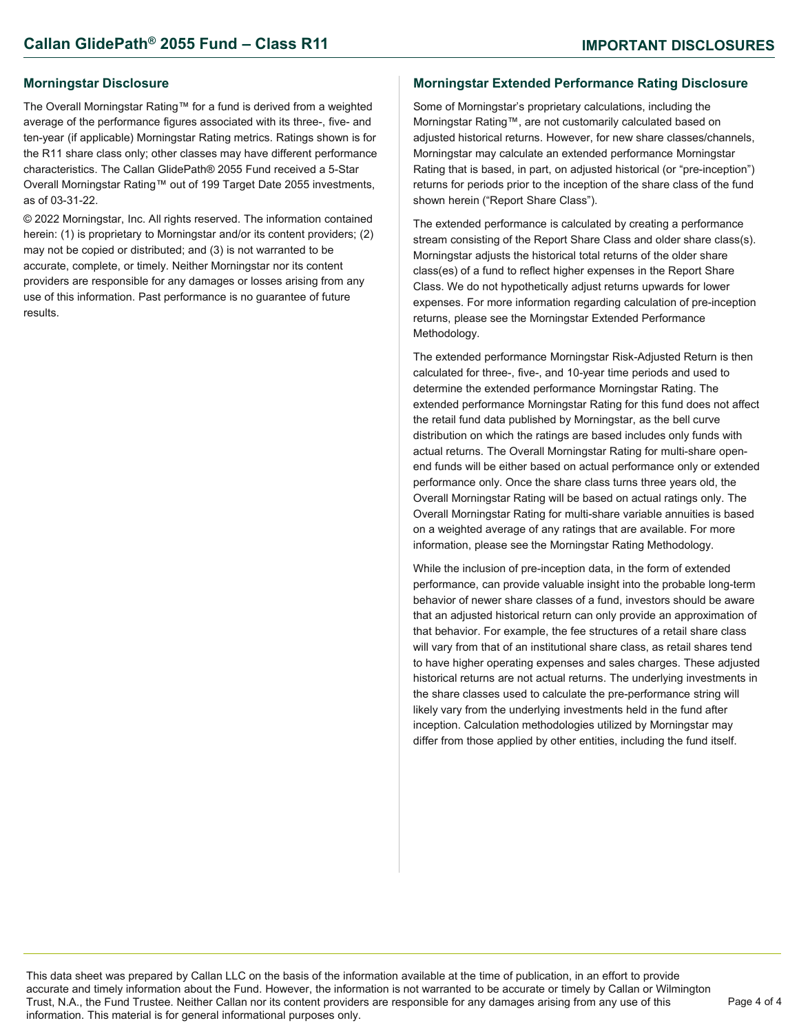## Morningstar Disclosure

The Overall Morningstar Rating™ for a fund is derived from a weighted average of the performance figures associated with its three-, five- and ten-year (if applicable) Morningstar Rating metrics. Ratings shown is for the R11 share class only; other classes may have different performance characteristics. The Callan GlidePath® 2055 Fund received a 5-Star Overall Morningstar Rating™ out of 199 Target Date 2055 investments, as of 03-31-22.

© 2022 Morningstar, Inc. All rights reserved. The information contained herein: (1) is proprietary to Morningstar and/or its content providers; (2) may not be copied or distributed; and (3) is not warranted to be accurate, complete, or timely. Neither Morningstar nor its content providers are responsible for any damages or losses arising from any use of this information. Past performance is no guarantee of future results.

## Morningstar Extended Performance Rating Disclosure

Some of Morningstar's proprietary calculations, including the Morningstar Rating™, are not customarily calculated based on adjusted historical returns. However, for new share classes/channels, Morningstar may calculate an extended performance Morningstar Rating that is based, in part, on adjusted historical (or "pre-inception") returns for periods prior to the inception of the share class of the fund shown herein ("Report Share Class").

The extended performance is calculated by creating a performance stream consisting of the Report Share Class and older share class(s). Morningstar adjusts the historical total returns of the older share class(es) of a fund to reflect higher expenses in the Report Share Class. We do not hypothetically adjust returns upwards for lower expenses. For more information regarding calculation of pre-inception returns, please see the Morningstar Extended Performance Methodology.

The extended performance Morningstar Risk-Adjusted Return is then calculated for three-, five-, and 10-year time periods and used to determine the extended performance Morningstar Rating. The extended performance Morningstar Rating for this fund does not affect the retail fund data published by Morningstar, as the bell curve distribution on which the ratings are based includes only funds with actual returns. The Overall Morningstar Rating for multi-share open-end funds will be either based on actual performance only or extended performance only. Once the share class turns three years old, the Overall Morningstar Rating will be based on actual ratings only. The Overall Morningstar Rating for multi-share variable annuities is based on a weighted average of any ratings that are available. For more information, please see the Morningstar Rating Methodology.

While the inclusion of pre-inception data, in the form of extended performance, can provide valuable insight into the probable long-term behavior of newer share classes of a fund, investors should be aware that an adjusted historical return can only provide an approximation of that behavior. For example, the fee structures of a retail share class will vary from that of an institutional share class, as retail shares tend to have higher operating expenses and sales charges. These adjusted historical returns are not actual returns. The underlying investments in the share classes used to calculate the pre-performance string will likely vary from the underlying investments held in the fund after inception. Calculation methodologies utilized by Morningstar may differ from those applied by other entities, including the fund itself.

This data sheet was prepared by Callan LLC on the basis of the information available at the time of publication, in an effort to provide accurate and timely information about the Fund. However, the information is not warranted to be accurate or timely by Callan or Wilmington Trust, N.A., the Fund Trustee. Neither Callan nor its content providers are responsible for any damages arising from any use of this information. This material is for general informational purposes only.